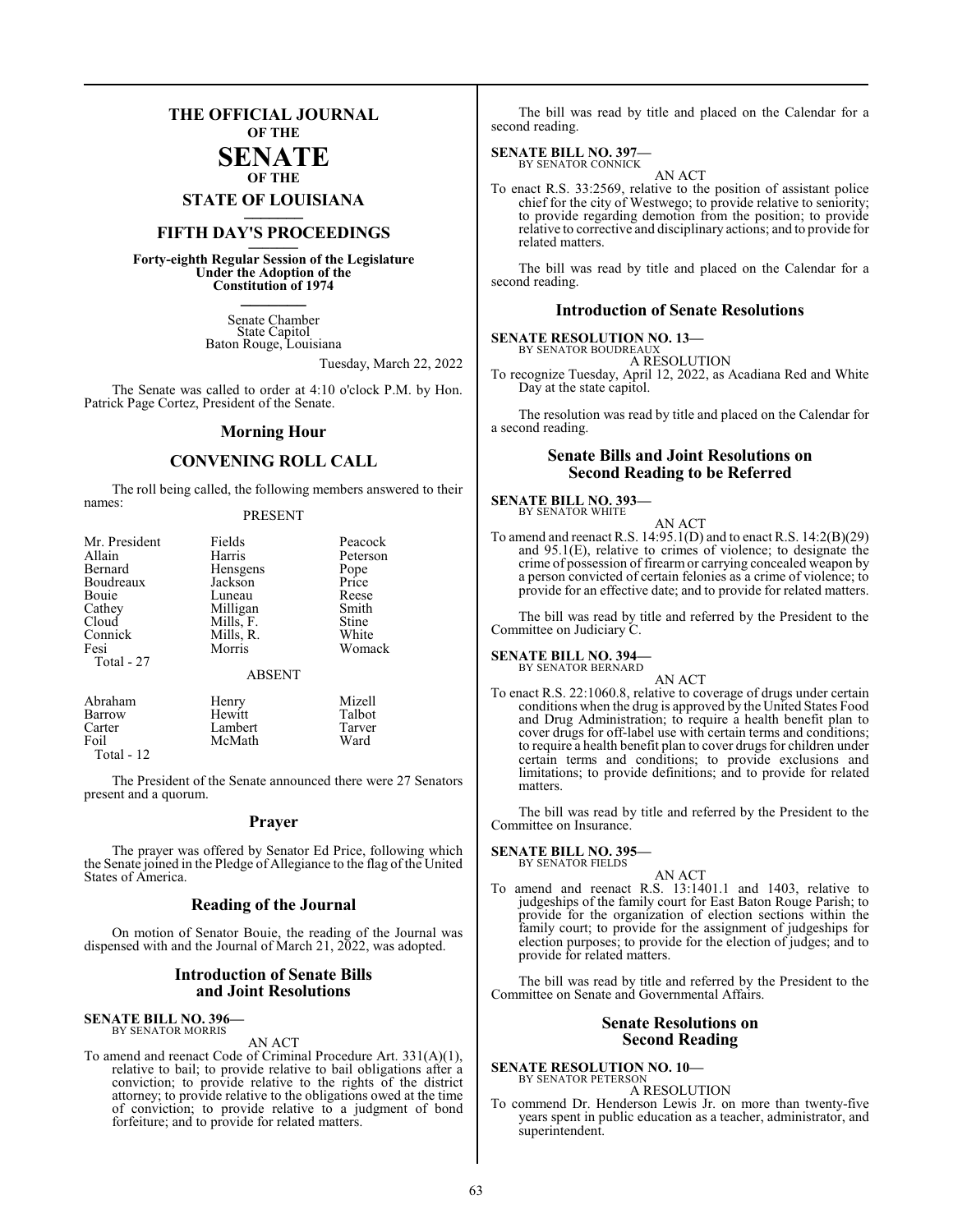# THE OFFICIAL JOURNAL OF THE SENATE OF THE STATE OF LOUISIANA

## FIFTH DAY'S PROCEEDINGS

**Forty-eighth Regular Session of the Legislature Under the Adoption of the Constitution of 1974**

Senate Chamber
State Capitol
Baton Rouge, Louisiana

Tuesday, March 22, 2022

The Senate was called to order at 4:10 o'clock P.M. by Hon. Patrick Page Cortez, President of the Senate.

## Morning Hour

## CONVENING ROLL CALL

The roll being called, the following members answered to their names:

PRESENT

| | | |
|---|---|---|
| Mr. President | Fields | Peacock |
| Allain | Harris | Peterson |
| Bernard | Hensgens | Pope |
| Boudreaux | Jackson | Price |
| Bouie | Luneau | Reese |
| Cathey | Milligan | Smith |
| Cloud | Mills, F. | Stine |
| Connick | Mills, R. | White |
| Fesi | Morris | Womack |

Total - 27

ABSENT

| | | |
|---|---|---|
| Abraham | Henry | Mizell |
| Barrow | Hewitt | Talbot |
| Carter | Lambert | Tarver |
| Foil | McMath | Ward |

Total - 12

The President of the Senate announced there were 27 Senators present and a quorum.

## Prayer

The prayer was offered by Senator Ed Price, following which the Senate joined in the Pledge of Allegiance to the flag of the United States of America.

## Reading of the Journal

On motion of Senator Bouie, the reading of the Journal was dispensed with and the Journal of March 21, 2022, was adopted.

## Introduction of Senate Bills and Joint Resolutions

**SENATE BILL NO. 396—**
BY SENATOR MORRIS

AN ACT

To amend and reenact Code of Criminal Procedure Art. 331(A)(1), relative to bail; to provide relative to bail obligations after a conviction; to provide relative to the rights of the district attorney; to provide relative to the obligations owed at the time of conviction; to provide relative to a judgment of bond forfeiture; and to provide for related matters.

The bill was read by title and placed on the Calendar for a second reading.

**SENATE BILL NO. 397—**
BY SENATOR CONNICK

AN ACT

To enact R.S. 33:2569, relative to the position of assistant police chief for the city of Westwego; to provide relative to seniority; to provide regarding demotion from the position; to provide relative to corrective and disciplinary actions; and to provide for related matters.

The bill was read by title and placed on the Calendar for a second reading.

## Introduction of Senate Resolutions

**SENATE RESOLUTION NO. 13—**
BY SENATOR BOUDREAUX

A RESOLUTION

To recognize Tuesday, April 12, 2022, as Acadiana Red and White Day at the state capitol.

The resolution was read by title and placed on the Calendar for a second reading.

## Senate Bills and Joint Resolutions on Second Reading to be Referred

**SENATE BILL NO. 393—**
BY SENATOR WHITE

AN ACT

To amend and reenact R.S. 14:95.1(D) and to enact R.S. 14:2(B)(29) and 95.1(E), relative to crimes of violence; to designate the crime of possession of firearm or carrying concealed weapon by a person convicted of certain felonies as a crime of violence; to provide for an effective date; and to provide for related matters.

The bill was read by title and referred by the President to the Committee on Judiciary C.

**SENATE BILL NO. 394—**
BY SENATOR BERNARD

AN ACT

To enact R.S. 22:1060.8, relative to coverage of drugs under certain conditions when the drug is approved by the United States Food and Drug Administration; to require a health benefit plan to cover drugs for off-label use with certain terms and conditions; to require a health benefit plan to cover drugs for children under certain terms and conditions; to provide exclusions and limitations; to provide definitions; and to provide for related matters.

The bill was read by title and referred by the President to the Committee on Insurance.

**SENATE BILL NO. 395—**
BY SENATOR FIELDS

AN ACT

To amend and reenact R.S. 13:1401.1 and 1403, relative to judgeships of the family court for East Baton Rouge Parish; to provide for the organization of election sections within the family court; to provide for the assignment of judgeships for election purposes; to provide for the election of judges; and to provide for related matters.

The bill was read by title and referred by the President to the Committee on Senate and Governmental Affairs.

## Senate Resolutions on Second Reading

**SENATE RESOLUTION NO. 10—**
BY SENATOR PETERSON

A RESOLUTION

To commend Dr. Henderson Lewis Jr. on more than twenty-five years spent in public education as a teacher, administrator, and superintendent.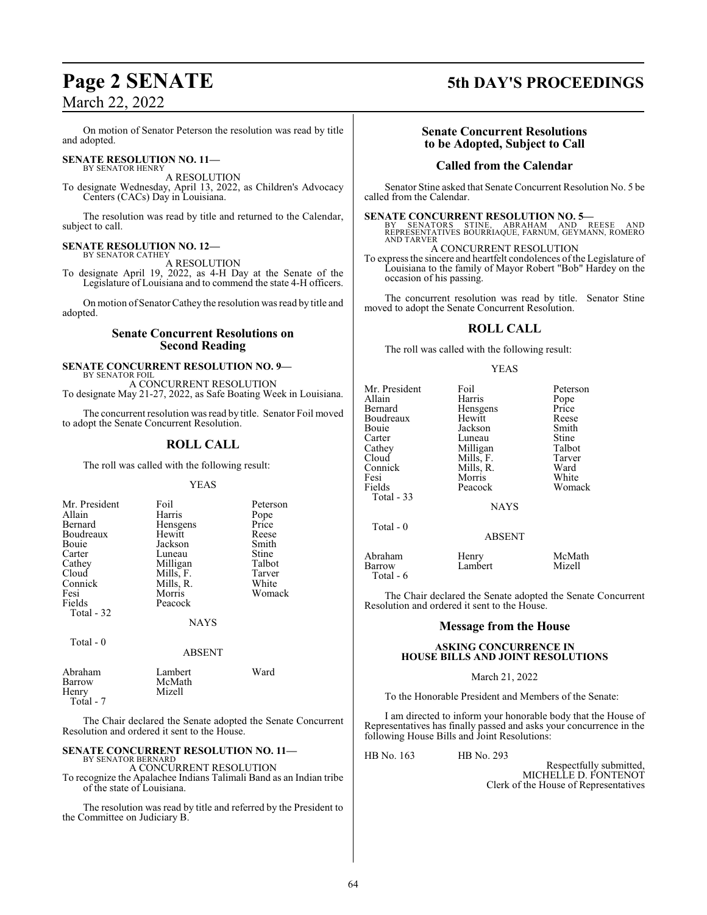On motion of Senator Peterson the resolution was read by title and adopted.

**SENATE RESOLUTION NO. 11—**
BY SENATOR HENRY

A RESOLUTION

To designate Wednesday, April 13, 2022, as Children's Advocacy Centers (CACs) Day in Louisiana.

The resolution was read by title and returned to the Calendar, subject to call.

**SENATE RESOLUTION NO. 12—**
BY SENATOR CATHEY

A RESOLUTION

To designate April 19, 2022, as 4-H Day at the Senate of the Legislature of Louisiana and to commend the state 4-H officers.

On motion of Senator Cathey the resolution was read by title and adopted.

## Senate Concurrent Resolutions on Second Reading

**SENATE CONCURRENT RESOLUTION NO. 9—**
BY SENATOR FOIL

A CONCURRENT RESOLUTION

To designate May 21-27, 2022, as Safe Boating Week in Louisiana.

The concurrent resolution was read by title. Senator Foil moved to adopt the Senate Concurrent Resolution.

## ROLL CALL

The roll was called with the following result:

YEAS

| | | |
|---|---|---|
| Mr. President | Foil | Peterson |
| Allain | Harris | Pope |
| Bernard | Hensgens | Price |
| Boudreaux | Hewitt | Reese |
| Bouie | Jackson | Smith |
| Carter | Luneau | Stine |
| Cathey | Milligan | Talbot |
| Cloud | Mills, F. | Tarver |
| Connick | Mills, R. | White |
| Fesi | Morris | Womack |
| Fields | Peacock | |

Total - 32

NAYS

Total - 0

ABSENT

| | | |
|---|---|---|
| Abraham | Lambert | Ward |
| Barrow | McMath | |
| Henry | Mizell | |

Total - 7

The Chair declared the Senate adopted the Senate Concurrent Resolution and ordered it sent to the House.

**SENATE CONCURRENT RESOLUTION NO. 11—**
BY SENATOR BERNARD

A CONCURRENT RESOLUTION

To recognize the Apalachee Indians Talimali Band as an Indian tribe of the state of Louisiana.

The resolution was read by title and referred by the President to the Committee on Judiciary B.

## Senate Concurrent Resolutions to be Adopted, Subject to Call

## Called from the Calendar

Senator Stine asked that Senate Concurrent Resolution No. 5 be called from the Calendar.

**SENATE CONCURRENT RESOLUTION NO. 5—**
BY SENATORS STINE, ABRAHAM AND REESE AND REPRESENTATIVES BOURRIAQUE, FARNUM, GEYMANN, ROMERO AND TARVER

A CONCURRENT RESOLUTION

To express the sincere and heartfelt condolences of the Legislature of Louisiana to the family of Mayor Robert "Bob" Hardey on the occasion of his passing.

The concurrent resolution was read by title. Senator Stine moved to adopt the Senate Concurrent Resolution.

## ROLL CALL

The roll was called with the following result:

YEAS

| | | |
|---|---|---|
| Mr. President | Foil | Peterson |
| Allain | Harris | Pope |
| Bernard | Hensgens | Price |
| Boudreaux | Hewitt | Reese |
| Bouie | Jackson | Smith |
| Carter | Luneau | Stine |
| Cathey | Milligan | Talbot |
| Cloud | Mills, F. | Tarver |
| Connick | Mills, R. | Ward |
| Fesi | Morris | White |
| Fields | Peacock | Womack |

Total - 33

NAYS

Total - 0

ABSENT

| | | |
|---|---|---|
| Abraham | Henry | McMath |
| Barrow | Lambert | Mizell |

Total - 6

The Chair declared the Senate adopted the Senate Concurrent Resolution and ordered it sent to the House.

## Message from the House

**ASKING CONCURRENCE IN HOUSE BILLS AND JOINT RESOLUTIONS**

March 21, 2022

To the Honorable President and Members of the Senate:

I am directed to inform your honorable body that the House of Representatives has finally passed and asks your concurrence in the following House Bills and Joint Resolutions:

HB No. 163 HB No. 293

Respectfully submitted,
MICHELLE D. FONTENOT
Clerk of the House of Representatives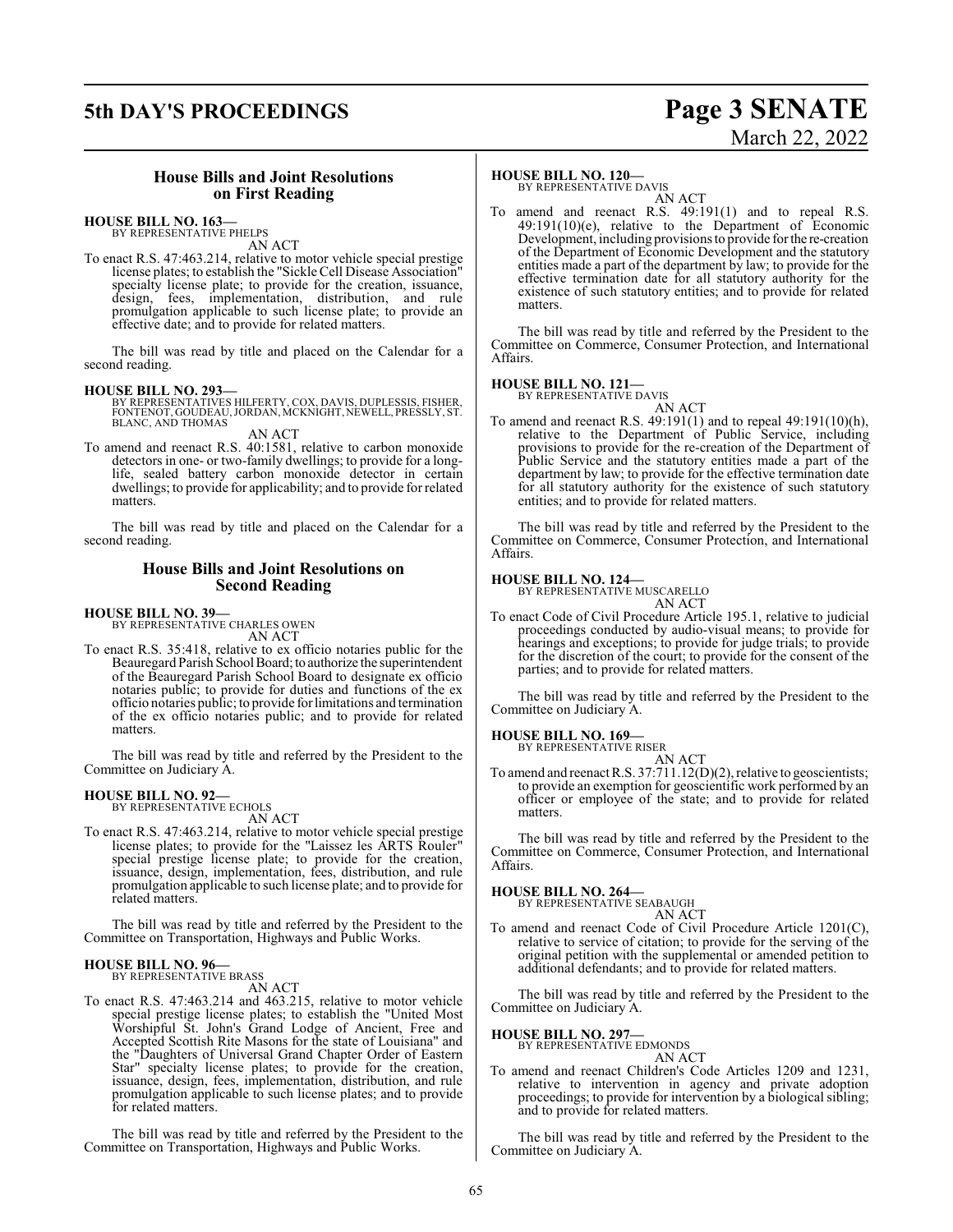## House Bills and Joint Resolutions on First Reading

**HOUSE BILL NO. 163—**
BY REPRESENTATIVE PHELPS

AN ACT

To enact R.S. 47:463.214, relative to motor vehicle special prestige license plates; to establish the "Sickle Cell Disease Association" specialty license plate; to provide for the creation, issuance, design, fees, implementation, distribution, and rule promulgation applicable to such license plate; to provide an effective date; and to provide for related matters.

The bill was read by title and placed on the Calendar for a second reading.

**HOUSE BILL NO. 293—**
BY REPRESENTATIVES HILFERTY, COX, DAVIS, DUPLESSIS, FISHER, FONTENOT, GOUDEAU, JORDAN, MCKNIGHT, NEWELL, PRESSLY, ST. BLANC, AND THOMAS

AN ACT

To amend and reenact R.S. 40:1581, relative to carbon monoxide detectors in one- or two-family dwellings; to provide for a long-life, sealed battery carbon monoxide detector in certain dwellings; to provide for applicability; and to provide for related matters.

The bill was read by title and placed on the Calendar for a second reading.

## House Bills and Joint Resolutions on Second Reading

**HOUSE BILL NO. 39—**
BY REPRESENTATIVE CHARLES OWEN

AN ACT

To enact R.S. 35:418, relative to ex officio notaries public for the Beauregard Parish School Board; to authorize the superintendent of the Beauregard Parish School Board to designate ex officio notaries public; to provide for duties and functions of the ex officio notaries public; to provide for limitations and termination of the ex officio notaries public; and to provide for related matters.

The bill was read by title and referred by the President to the Committee on Judiciary A.

**HOUSE BILL NO. 92—**
BY REPRESENTATIVE ECHOLS

AN ACT

To enact R.S. 47:463.214, relative to motor vehicle special prestige license plates; to provide for the "Laissez les ARTS Rouler" special prestige license plate; to provide for the creation, issuance, design, implementation, fees, distribution, and rule promulgation applicable to such license plate; and to provide for related matters.

The bill was read by title and referred by the President to the Committee on Transportation, Highways and Public Works.

**HOUSE BILL NO. 96—**
BY REPRESENTATIVE BRASS

AN ACT

To enact R.S. 47:463.214 and 463.215, relative to motor vehicle special prestige license plates; to establish the "United Most Worshipful St. John's Grand Lodge of Ancient, Free and Accepted Scottish Rite Masons for the state of Louisiana" and the "Daughters of Universal Grand Chapter Order of Eastern Star" specialty license plates; to provide for the creation, issuance, design, fees, implementation, distribution, and rule promulgation applicable to such license plates; and to provide for related matters.

The bill was read by title and referred by the President to the Committee on Transportation, Highways and Public Works.

**HOUSE BILL NO. 120—**
BY REPRESENTATIVE DAVIS

AN ACT

To amend and reenact R.S. 49:191(1) and to repeal R.S. 49:191(10)(e), relative to the Department of Economic Development, including provisions to provide for the re-creation of the Department of Economic Development and the statutory entities made a part of the department by law; to provide for the effective termination date for all statutory authority for the existence of such statutory entities; and to provide for related matters.

The bill was read by title and referred by the President to the Committee on Commerce, Consumer Protection, and International Affairs.

**HOUSE BILL NO. 121—**
BY REPRESENTATIVE DAVIS

AN ACT

To amend and reenact R.S. 49:191(1) and to repeal 49:191(10)(h), relative to the Department of Public Service, including provisions to provide for the re-creation of the Department of Public Service and the statutory entities made a part of the department by law; to provide for the effective termination date for all statutory authority for the existence of such statutory entities; and to provide for related matters.

The bill was read by title and referred by the President to the Committee on Commerce, Consumer Protection, and International Affairs.

**HOUSE BILL NO. 124—**
BY REPRESENTATIVE MUSCARELLO

AN ACT

To enact Code of Civil Procedure Article 195.1, relative to judicial proceedings conducted by audio-visual means; to provide for hearings and exceptions; to provide for judge trials; to provide for the discretion of the court; to provide for the consent of the parties; and to provide for related matters.

The bill was read by title and referred by the President to the Committee on Judiciary A.

**HOUSE BILL NO. 169—**
BY REPRESENTATIVE RISER

AN ACT

To amend and reenact R.S. 37:711.12(D)(2), relative to geoscientists; to provide an exemption for geoscientific work performed by an officer or employee of the state; and to provide for related matters.

The bill was read by title and referred by the President to the Committee on Commerce, Consumer Protection, and International Affairs.

**HOUSE BILL NO. 264—**
BY REPRESENTATIVE SEABAUGH

AN ACT

To amend and reenact Code of Civil Procedure Article 1201(C), relative to service of citation; to provide for the serving of the original petition with the supplemental or amended petition to additional defendants; and to provide for related matters.

The bill was read by title and referred by the President to the Committee on Judiciary A.

**HOUSE BILL NO. 297—**
BY REPRESENTATIVE EDMONDS

AN ACT

To amend and reenact Children's Code Articles 1209 and 1231, relative to intervention in agency and private adoption proceedings; to provide for intervention by a biological sibling; and to provide for related matters.

The bill was read by title and referred by the President to the Committee on Judiciary A.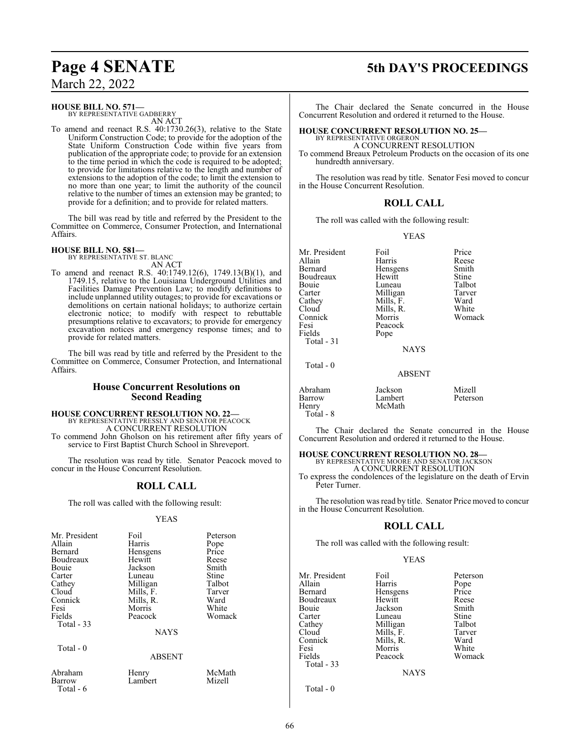**HOUSE BILL NO. 571—**
BY REPRESENTATIVE GADBERRY
AN ACT

To amend and reenact R.S. 40:1730.26(3), relative to the State Uniform Construction Code; to provide for the adoption of the State Uniform Construction Code within five years from publication of the appropriate code; to provide for an extension to the time period in which the code is required to be adopted; to provide for limitations relative to the length and number of extensions to the adoption of the code; to limit the extension to no more than one year; to limit the authority of the council relative to the number of times an extension may be granted; to provide for a definition; and to provide for related matters.

The bill was read by title and referred by the President to the Committee on Commerce, Consumer Protection, and International Affairs.

**HOUSE BILL NO. 581—**
BY REPRESENTATIVE ST. BLANC
AN ACT

To amend and reenact R.S. 40:1749.12(6), 1749.13(B)(1), and 1749.15, relative to the Louisiana Underground Utilities and Facilities Damage Prevention Law; to modify definitions to include unplanned utility outages; to provide for excavations or demolitions on certain national holidays; to authorize certain electronic notice; to modify with respect to rebuttable presumptions relative to excavators; to provide for emergency excavation notices and emergency response times; and to provide for related matters.

The bill was read by title and referred by the President to the Committee on Commerce, Consumer Protection, and International Affairs.

## House Concurrent Resolutions on Second Reading

**HOUSE CONCURRENT RESOLUTION NO. 22—**
BY REPRESENTATIVE PRESSLY AND SENATOR PEACOCK
A CONCURRENT RESOLUTION

To commend John Gholson on his retirement after fifty years of service to First Baptist Church School in Shreveport.

The resolution was read by title. Senator Peacock moved to concur in the House Concurrent Resolution.

## ROLL CALL

The roll was called with the following result:

YEAS

| | | |
|---|---|---|
| Mr. President | Foil | Peterson |
| Allain | Harris | Pope |
| Bernard | Hensgens | Price |
| Boudreaux | Hewitt | Reese |
| Bouie | Jackson | Smith |
| Carter | Luneau | Stine |
| Cathey | Milligan | Talbot |
| Cloud | Mills, F. | Tarver |
| Connick | Mills, R. | Ward |
| Fesi | Morris | White |
| Fields | Peacock | Womack |
| Total - 33 | | |

NAYS

Total - 0

ABSENT

| | | |
|---|---|---|
| Abraham | Henry | McMath |
| Barrow | Lambert | Mizell |
| Total - 6 | | |

The Chair declared the Senate concurred in the House Concurrent Resolution and ordered it returned to the House.

**HOUSE CONCURRENT RESOLUTION NO. 25—**
BY REPRESENTATIVE ORGERON
A CONCURRENT RESOLUTION

To commend Breaux Petroleum Products on the occasion of its one hundredth anniversary.

The resolution was read by title. Senator Fesi moved to concur in the House Concurrent Resolution.

## ROLL CALL

The roll was called with the following result:

YEAS

| | | |
|---|---|---|
| Mr. President | Foil | Price |
| Allain | Harris | Reese |
| Bernard | Hensgens | Smith |
| Boudreaux | Hewitt | Stine |
| Bouie | Luneau | Talbot |
| Carter | Milligan | Tarver |
| Cathey | Mills, F. | Ward |
| Cloud | Mills, R. | White |
| Connick | Morris | Womack |
| Fesi | Peacock | |
| Fields | Pope | |
| Total - 31 | | |

NAYS

Total - 0

ABSENT

| | | |
|---|---|---|
| Abraham | Jackson | Mizell |
| Barrow | Lambert | Peterson |
| Henry | McMath | |
| Total - 8 | | |

The Chair declared the Senate concurred in the House Concurrent Resolution and ordered it returned to the House.

**HOUSE CONCURRENT RESOLUTION NO. 28—**
BY REPRESENTATIVE MOORE AND SENATOR JACKSON
A CONCURRENT RESOLUTION

To express the condolences of the legislature on the death of Ervin Peter Turner.

The resolution was read by title. Senator Price moved to concur in the House Concurrent Resolution.

## ROLL CALL

The roll was called with the following result:

YEAS

| | | |
|---|---|---|
| Mr. President | Foil | Peterson |
| Allain | Harris | Pope |
| Bernard | Hensgens | Price |
| Boudreaux | Hewitt | Reese |
| Bouie | Jackson | Smith |
| Carter | Luneau | Stine |
| Cathey | Milligan | Talbot |
| Cloud | Mills, F. | Tarver |
| Connick | Mills, R. | Ward |
| Fesi | Morris | White |
| Fields | Peacock | Womack |
| Total - 33 | | |

NAYS

Total - 0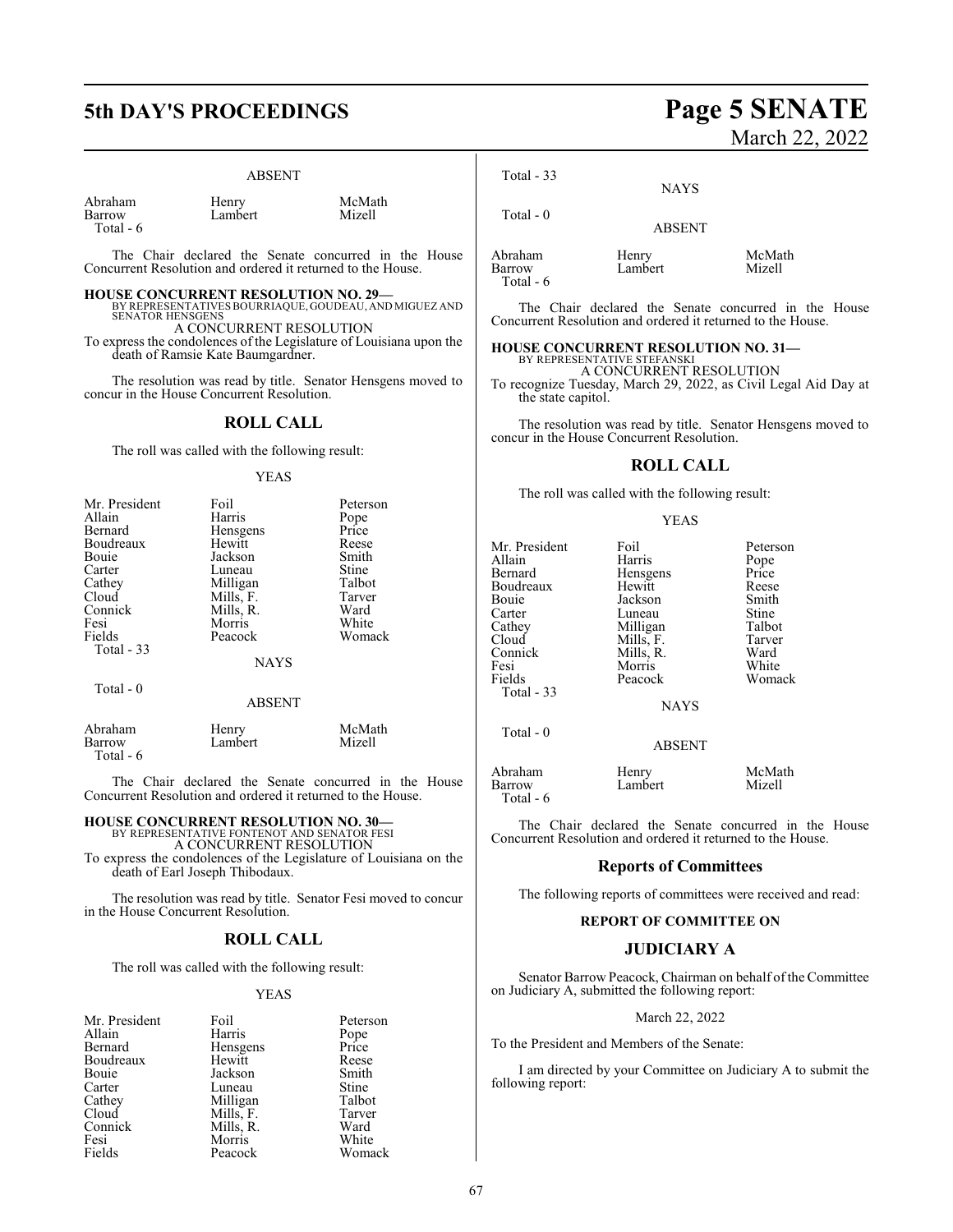ABSENT

| Abraham | Henry | McMath |
|---|---|---|
| Barrow | Lambert | Mizell |
| Total - 6 | | |

The Chair declared the Senate concurred in the House Concurrent Resolution and ordered it returned to the House.

**HOUSE CONCURRENT RESOLUTION NO. 29—**
BY REPRESENTATIVES BOURRIAQUE, GOUDEAU, AND MIGUEZ AND SENATOR HENSGENS
A CONCURRENT RESOLUTION
To express the condolences of the Legislature of Louisiana upon the death of Ramsie Kate Baumgardner.

The resolution was read by title. Senator Hensgens moved to concur in the House Concurrent Resolution.

## ROLL CALL

The roll was called with the following result:

YEAS

| Mr. President | Foil | Peterson |
|---|---|---|
| Allain | Harris | Pope |
| Bernard | Hensgens | Price |
| Boudreaux | Hewitt | Reese |
| Bouie | Jackson | Smith |
| Carter | Luneau | Stine |
| Cathey | Milligan | Talbot |
| Cloud | Mills, F. | Tarver |
| Connick | Mills, R. | Ward |
| Fesi | Morris | White |
| Fields | Peacock | Womack |
| Total - 33 | | |

NAYS

Total - 0

ABSENT

| Abraham | Henry | McMath |
|---|---|---|
| Barrow | Lambert | Mizell |
| Total - 6 | | |

The Chair declared the Senate concurred in the House Concurrent Resolution and ordered it returned to the House.

**HOUSE CONCURRENT RESOLUTION NO. 30—**
BY REPRESENTATIVE FONTENOT AND SENATOR FESI
A CONCURRENT RESOLUTION
To express the condolences of the Legislature of Louisiana on the death of Earl Joseph Thibodaux.

The resolution was read by title. Senator Fesi moved to concur in the House Concurrent Resolution.

## ROLL CALL

The roll was called with the following result:

YEAS

| Mr. President | Foil | Peterson |
|---|---|---|
| Allain | Harris | Pope |
| Bernard | Hensgens | Price |
| Boudreaux | Hewitt | Reese |
| Bouie | Jackson | Smith |
| Carter | Luneau | Stine |
| Cathey | Milligan | Talbot |
| Cloud | Mills, F. | Tarver |
| Connick | Mills, R. | Ward |
| Fesi | Morris | White |
| Fields | Peacock | Womack |
| Total - 33 | | |

NAYS

Total - 0

ABSENT

| Abraham | Henry | McMath |
|---|---|---|
| Barrow | Lambert | Mizell |
| Total - 6 | | |

The Chair declared the Senate concurred in the House Concurrent Resolution and ordered it returned to the House.

**HOUSE CONCURRENT RESOLUTION NO. 31—**
BY REPRESENTATIVE STEFANSKI
A CONCURRENT RESOLUTION
To recognize Tuesday, March 29, 2022, as Civil Legal Aid Day at the state capitol.

The resolution was read by title. Senator Hensgens moved to concur in the House Concurrent Resolution.

## ROLL CALL

The roll was called with the following result:

YEAS

| Mr. President | Foil | Peterson |
|---|---|---|
| Allain | Harris | Pope |
| Bernard | Hensgens | Price |
| Boudreaux | Hewitt | Reese |
| Bouie | Jackson | Smith |
| Carter | Luneau | Stine |
| Cathey | Milligan | Talbot |
| Cloud | Mills, F. | Tarver |
| Connick | Mills, R. | Ward |
| Fesi | Morris | White |
| Fields | Peacock | Womack |
| Total - 33 | | |

NAYS

Total - 0

ABSENT

| Abraham | Henry | McMath |
|---|---|---|
| Barrow | Lambert | Mizell |
| Total - 6 | | |

The Chair declared the Senate concurred in the House Concurrent Resolution and ordered it returned to the House.

## Reports of Committees

The following reports of committees were received and read:

### REPORT OF COMMITTEE ON

## JUDICIARY A

Senator Barrow Peacock, Chairman on behalf of the Committee on Judiciary A, submitted the following report:

March 22, 2022

To the President and Members of the Senate:

I am directed by your Committee on Judiciary A to submit the following report: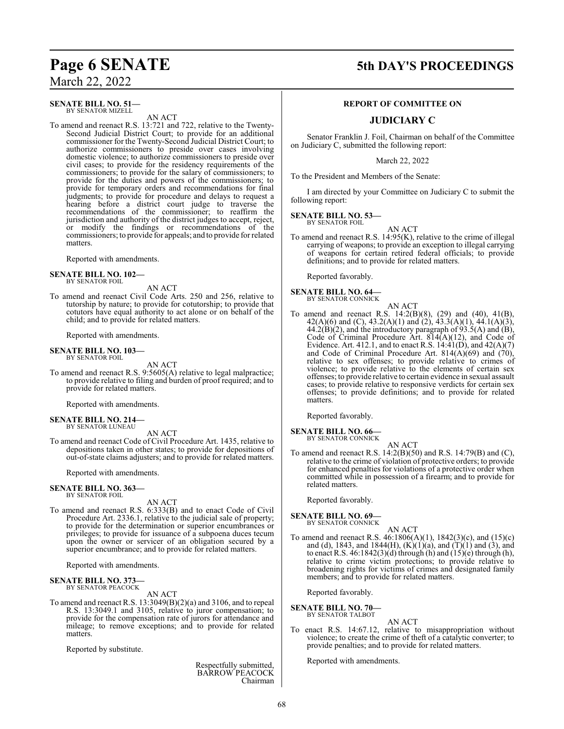**SENATE BILL NO. 51—**
BY SENATOR MIZELL

AN ACT

To amend and reenact R.S. 13:721 and 722, relative to the Twenty-Second Judicial District Court; to provide for an additional commissioner for the Twenty-Second Judicial District Court; to authorize commissioners to preside over cases involving domestic violence; to authorize commissioners to preside over civil cases; to provide for the residency requirements of the commissioners; to provide for the salary of commissioners; to provide for the duties and powers of the commissioners; to provide for temporary orders and recommendations for final judgments; to provide for procedure and delays to request a hearing before a district court judge to traverse the recommendations of the commissioner; to reaffirm the jurisdiction and authority of the district judges to accept, reject, or modify the findings or recommendations of the commissioners; to provide for appeals; and to provide for related matters.

Reported with amendments.

**SENATE BILL NO. 102—**
BY SENATOR FOIL

AN ACT

To amend and reenact Civil Code Arts. 250 and 256, relative to tutorship by nature; to provide for cotutorship; to provide that cotutors have equal authority to act alone or on behalf of the child; and to provide for related matters.

Reported with amendments.

**SENATE BILL NO. 103—**
BY SENATOR FOIL

AN ACT

To amend and reenact R.S. 9:5605(A) relative to legal malpractice; to provide relative to filing and burden of proof required; and to provide for related matters.

Reported with amendments.

**SENATE BILL NO. 214—**
BY SENATOR LUNEAU

AN ACT

To amend and reenact Code of Civil Procedure Art. 1435, relative to depositions taken in other states; to provide for depositions of out-of-state claims adjusters; and to provide for related matters.

Reported with amendments.

**SENATE BILL NO. 363—**
BY SENATOR FOIL

AN ACT

To amend and reenact R.S. 6:333(B) and to enact Code of Civil Procedure Art. 2336.1, relative to the judicial sale of property; to provide for the determination or superior encumbrances or privileges; to provide for issuance of a subpoena duces tecum upon the owner or servicer of an obligation secured by a superior encumbrance; and to provide for related matters.

Reported with amendments.

**SENATE BILL NO. 373—**
BY SENATOR PEACOCK

AN ACT

To amend and reenact R.S. 13:3049(B)(2)(a) and 3106, and to repeal R.S. 13:3049.1 and 3105, relative to juror compensation; to provide for the compensation rate of jurors for attendance and mileage; to remove exceptions; and to provide for related matters.

Reported by substitute.

Respectfully submitted,
BARROW PEACOCK
Chairman

## REPORT OF COMMITTEE ON

## JUDICIARY C

Senator Franklin J. Foil, Chairman on behalf of the Committee on Judiciary C, submitted the following report:

March 22, 2022

To the President and Members of the Senate:

I am directed by your Committee on Judiciary C to submit the following report:

**SENATE BILL NO. 53—**
BY SENATOR FOIL

AN ACT

To amend and reenact R.S. 14:95(K), relative to the crime of illegal carrying of weapons; to provide an exception to illegal carrying of weapons for certain retired federal officials; to provide definitions; and to provide for related matters.

Reported favorably.

**SENATE BILL NO. 64—**
BY SENATOR CONNICK

AN ACT

To amend and reenact R.S. 14:2(B)(8), (29) and (40), 41(B), 42(A)(6) and (C), 43.2(A)(1) and (2), 43.3(A)(1), 44.1(A)(3), 44.2(B)(2), and the introductory paragraph of 93.5(A) and (B), Code of Criminal Procedure Art. 814(A)(12), and Code of Evidence. Art. 412.1, and to enact R.S. 14:41(D), and 42(A)(7) and Code of Criminal Procedure Art. 814(A)(69) and (70), relative to sex offenses; to provide relative to crimes of violence; to provide relative to the elements of certain sex offenses; to provide relative to certain evidence in sexual assault cases; to provide relative to responsive verdicts for certain sex offenses; to provide definitions; and to provide for related matters.

Reported favorably.

**SENATE BILL NO. 66—**
BY SENATOR CONNICK

AN ACT

To amend and reenact R.S. 14:2(B)(50) and R.S. 14:79(B) and (C), relative to the crime of violation of protective orders; to provide for enhanced penalties for violations of a protective order when committed while in possession of a firearm; and to provide for related matters.

Reported favorably.

**SENATE BILL NO. 69—**
BY SENATOR CONNICK

AN ACT

To amend and reenact R.S. 46:1806(A)(1), 1842(3)(c), and (15)(c) and (d), 1843, and 1844(H), (K)(1)(a), and (T)(1) and (3), and to enact R.S. 46:1842(3)(d) through (h) and (15)(e) through (h), relative to crime victim protections; to provide relative to broadening rights for victims of crimes and designated family members; and to provide for related matters.

Reported favorably.

**SENATE BILL NO. 70—**
BY SENATOR TALBOT

AN ACT

To enact R.S. 14:67.12, relative to misappropriation without violence; to create the crime of theft of a catalytic converter; to provide penalties; and to provide for related matters.

Reported with amendments.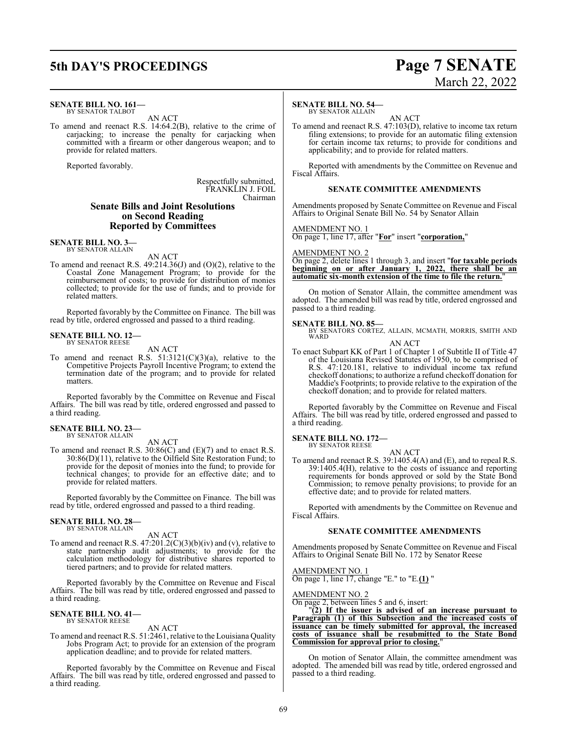**SENATE BILL NO. 161—**
BY SENATOR TALBOT

AN ACT

To amend and reenact R.S. 14:64.2(B), relative to the crime of carjacking; to increase the penalty for carjacking when committed with a firearm or other dangerous weapon; and to provide for related matters.

Reported favorably.

Respectfully submitted,
FRANKLIN J. FOIL
Chairman

## Senate Bills and Joint Resolutions on Second Reading Reported by Committees

**SENATE BILL NO. 3—**
BY SENATOR ALLAIN

AN ACT

To amend and reenact R.S. 49:214.36(J) and (O)(2), relative to the Coastal Zone Management Program; to provide for the reimbursement of costs; to provide for distribution of monies collected; to provide for the use of funds; and to provide for related matters.

Reported favorably by the Committee on Finance. The bill was read by title, ordered engrossed and passed to a third reading.

**SENATE BILL NO. 12—**
BY SENATOR REESE

AN ACT

To amend and reenact R.S. 51:3121(C)(3)(a), relative to the Competitive Projects Payroll Incentive Program; to extend the termination date of the program; and to provide for related matters.

Reported favorably by the Committee on Revenue and Fiscal Affairs. The bill was read by title, ordered engrossed and passed to a third reading.

**SENATE BILL NO. 23—**
BY SENATOR ALLAIN

AN ACT

To amend and reenact R.S. 30:86(C) and (E)(7) and to enact R.S. 30:86(D)(11), relative to the Oilfield Site Restoration Fund; to provide for the deposit of monies into the fund; to provide for technical changes; to provide for an effective date; and to provide for related matters.

Reported favorably by the Committee on Finance. The bill was read by title, ordered engrossed and passed to a third reading.

**SENATE BILL NO. 28—**
BY SENATOR ALLAIN

AN ACT

To amend and reenact R.S. 47:201.2(C)(3)(b)(iv) and (v), relative to state partnership audit adjustments; to provide for the calculation methodology for distributive shares reported to tiered partners; and to provide for related matters.

Reported favorably by the Committee on Revenue and Fiscal Affairs. The bill was read by title, ordered engrossed and passed to a third reading.

**SENATE BILL NO. 41—**
BY SENATOR REESE

AN ACT

To amend and reenact R.S. 51:2461, relative to the Louisiana Quality Jobs Program Act; to provide for an extension of the program application deadline; and to provide for related matters.

Reported favorably by the Committee on Revenue and Fiscal Affairs. The bill was read by title, ordered engrossed and passed to a third reading.

**SENATE BILL NO. 54—**
BY SENATOR ALLAIN

AN ACT

To amend and reenact R.S. 47:103(D), relative to income tax return filing extensions; to provide for an automatic filing extension for certain income tax returns; to provide for conditions and applicability; and to provide for related matters.

Reported with amendments by the Committee on Revenue and Fiscal Affairs.

### SENATE COMMITTEE AMENDMENTS

Amendments proposed by Senate Committee on Revenue and Fiscal Affairs to Original Senate Bill No. 54 by Senator Allain

AMENDMENT NO. 1
On page 1, line 17, after "**For**" insert "**corporation,**"

AMENDMENT NO. 2
On page 2, delete lines 1 through 3, and insert "**for taxable periods beginning on or after January 1, 2022, there shall be an automatic six-month extension of the time to file the return.**"

On motion of Senator Allain, the committee amendment was adopted. The amended bill was read by title, ordered engrossed and passed to a third reading.

**SENATE BILL NO. 85—**
BY SENATORS CORTEZ, ALLAIN, MCMATH, MORRIS, SMITH AND WARD

AN ACT

To enact Subpart KK of Part 1 of Chapter 1 of Subtitle II of Title 47 of the Louisiana Revised Statutes of 1950, to be comprised of R.S. 47:120.181, relative to individual income tax refund checkoff donations; to authorize a refund checkoff donation for Maddie's Footprints; to provide relative to the expiration of the checkoff donation; and to provide for related matters.

Reported favorably by the Committee on Revenue and Fiscal Affairs. The bill was read by title, ordered engrossed and passed to a third reading.

**SENATE BILL NO. 172—**
BY SENATOR REESE

AN ACT

To amend and reenact R.S. 39:1405.4(A) and (E), and to repeal R.S. 39:1405.4(H), relative to the costs of issuance and reporting requirements for bonds approved or sold by the State Bond Commission; to remove penalty provisions; to provide for an effective date; and to provide for related matters.

Reported with amendments by the Committee on Revenue and Fiscal Affairs.

### SENATE COMMITTEE AMENDMENTS

Amendments proposed by Senate Committee on Revenue and Fiscal Affairs to Original Senate Bill No. 172 by Senator Reese

AMENDMENT NO. 1
On page 1, line 17, change "E." to "E.**(1)** "

AMENDMENT NO. 2
On page 2, between lines 5 and 6, insert:

"**(2) If the issuer is advised of an increase pursuant to Paragraph (1) of this Subsection and the increased costs of issuance can be timely submitted for approval, the increased costs of issuance shall be resubmitted to the State Bond Commission for approval prior to closing.**"

On motion of Senator Allain, the committee amendment was adopted. The amended bill was read by title, ordered engrossed and passed to a third reading.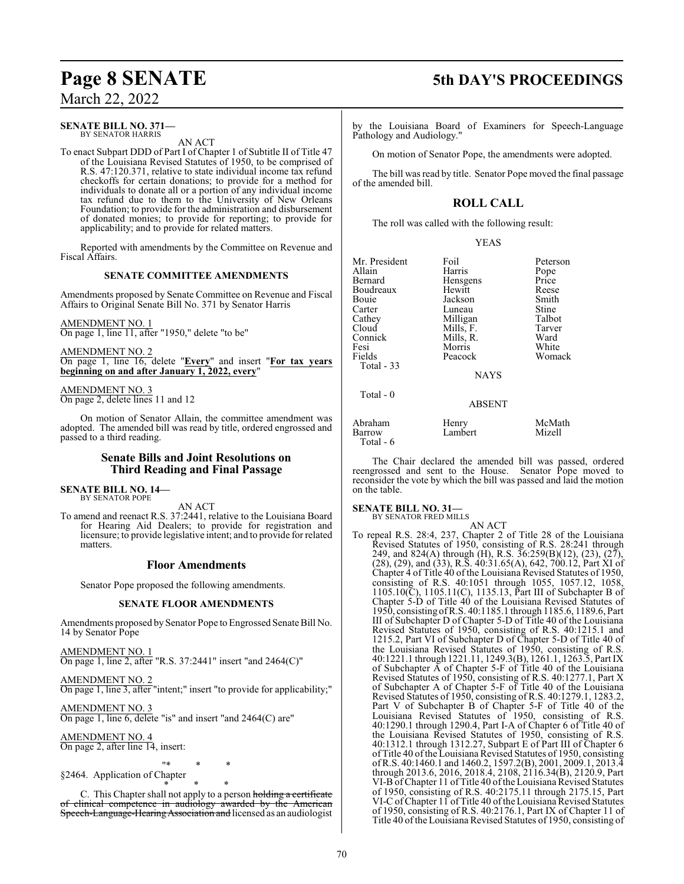**SENATE BILL NO. 371—**
BY SENATOR HARRIS

AN ACT

To enact Subpart DDD of Part I of Chapter 1 of Subtitle II of Title 47 of the Louisiana Revised Statutes of 1950, to be comprised of R.S. 47:120.371, relative to state individual income tax refund checkoffs for certain donations; to provide for a method for individuals to donate all or a portion of any individual income tax refund due to them to the University of New Orleans Foundation; to provide for the administration and disbursement of donated monies; to provide for reporting; to provide for applicability; and to provide for related matters.

Reported with amendments by the Committee on Revenue and Fiscal Affairs.

**SENATE COMMITTEE AMENDMENTS**

Amendments proposed by Senate Committee on Revenue and Fiscal Affairs to Original Senate Bill No. 371 by Senator Harris

AMENDMENT NO. 1
On page 1, line 11, after "1950," delete "to be"

AMENDMENT NO. 2
On page 1, line 16, delete "**Every**" and insert "**For tax years beginning on and after January 1, 2022, every**"

AMENDMENT NO. 3
On page 2, delete lines 11 and 12

On motion of Senator Allain, the committee amendment was adopted. The amended bill was read by title, ordered engrossed and passed to a third reading.

## Senate Bills and Joint Resolutions on Third Reading and Final Passage

**SENATE BILL NO. 14—**
BY SENATOR POPE

AN ACT

To amend and reenact R.S. 37:2441, relative to the Louisiana Board for Hearing Aid Dealers; to provide for registration and licensure; to provide legislative intent; and to provide for related matters.

### Floor Amendments

Senator Pope proposed the following amendments.

**SENATE FLOOR AMENDMENTS**

Amendments proposed by Senator Pope to Engrossed Senate Bill No. 14 by Senator Pope

AMENDMENT NO. 1
On page 1, line 2, after "R.S. 37:2441" insert "and 2464(C)"

AMENDMENT NO. 2
On page 1, line 3, after "intent;" insert "to provide for applicability;"

AMENDMENT NO. 3
On page 1, line 6, delete "is" and insert "and 2464(C) are"

AMENDMENT NO. 4
On page 2, after line 14, insert:

"* * *

§2464. Application of Chapter

* * *

C. This Chapter shall not apply to a person ~~holding a certificate of clinical competence in audiology awarded by the American Speech-Language-Hearing Association and~~ licensed as an audiologist by the Louisiana Board of Examiners for Speech-Language Pathology and Audiology."

On motion of Senator Pope, the amendments were adopted.

The bill was read by title. Senator Pope moved the final passage of the amended bill.

## ROLL CALL

The roll was called with the following result:

YEAS

| | | |
|---|---|---|
| Mr. President | Foil | Peterson |
| Allain | Harris | Pope |
| Bernard | Hensgens | Price |
| Boudreaux | Hewitt | Reese |
| Bouie | Jackson | Smith |
| Carter | Luneau | Stine |
| Cathey | Milligan | Talbot |
| Cloud | Mills, F. | Tarver |
| Connick | Mills, R. | Ward |
| Fesi | Morris | White |
| Fields | Peacock | Womack |
| Total - 33 | | |

NAYS

Total - 0

ABSENT

| | | |
|---|---|---|
| Abraham | Henry | McMath |
| Barrow | Lambert | Mizell |
| Total - 6 | | |

The Chair declared the amended bill was passed, ordered reengrossed and sent to the House. Senator Pope moved to reconsider the vote by which the bill was passed and laid the motion on the table.

**SENATE BILL NO. 31—**
BY SENATOR FRED MILLS

AN ACT

To repeal R.S. 28:4, 237, Chapter 2 of Title 28 of the Louisiana Revised Statutes of 1950, consisting of R.S. 28:241 through 249, and 824(A) through (H), R.S. 36:259(B)(12), (23), (27), (28), (29), and (33), R.S. 40:31.65(A), 642, 700.12, Part XI of Chapter 4 of Title 40 of the Louisiana Revised Statutes of 1950, consisting of R.S. 40:1051 through 1055, 1057.12, 1058, 1105.10(C), 1105.11(C), 1135.13, Part III of Subchapter B of Chapter 5-D of Title 40 of the Louisiana Revised Statutes of 1950, consisting of R.S. 40:1185.1 through 1185.6, 1189.6, Part III of Subchapter D of Chapter 5-D of Title 40 of the Louisiana Revised Statutes of 1950, consisting of R.S. 40:1215.1 and 1215.2, Part VI of Subchapter D of Chapter 5-D of Title 40 of the Louisiana Revised Statutes of 1950, consisting of R.S. 40:1221.1 through 1221.11, 1249.3(B), 1261.1, 1263.5, Part IX of Subchapter A of Chapter 5-F of Title 40 of the Louisiana Revised Statutes of 1950, consisting of R.S. 40:1277.1, Part X of Subchapter A of Chapter 5-F of Title 40 of the Louisiana Revised Statutes of 1950, consisting of R.S. 40:1279.1, 1283.2, Part V of Subchapter B of Chapter 5-F of Title 40 of the Louisiana Revised Statutes of 1950, consisting of R.S. 40:1290.1 through 1290.4, Part I-A of Chapter 6 of Title 40 of the Louisiana Revised Statutes of 1950, consisting of R.S. 40:1312.1 through 1312.27, Subpart E of Part III of Chapter 6 of Title 40 of the Louisiana Revised Statutes of 1950, consisting of R.S. 40:1460.1 and 1460.2, 1597.2(B), 2001, 2009.1, 2013.4 through 2013.6, 2016, 2018.4, 2108, 2116.34(B), 2120.9, Part VI-B of Chapter 11 of Title 40 of the Louisiana Revised Statutes of 1950, consisting of R.S. 40:2175.11 through 2175.15, Part VI-C of Chapter 11 of Title 40 of the Louisiana Revised Statutes of 1950, consisting of R.S. 40:2176.1, Part IX of Chapter 11 of Title 40 of the Louisiana Revised Statutes of 1950, consisting of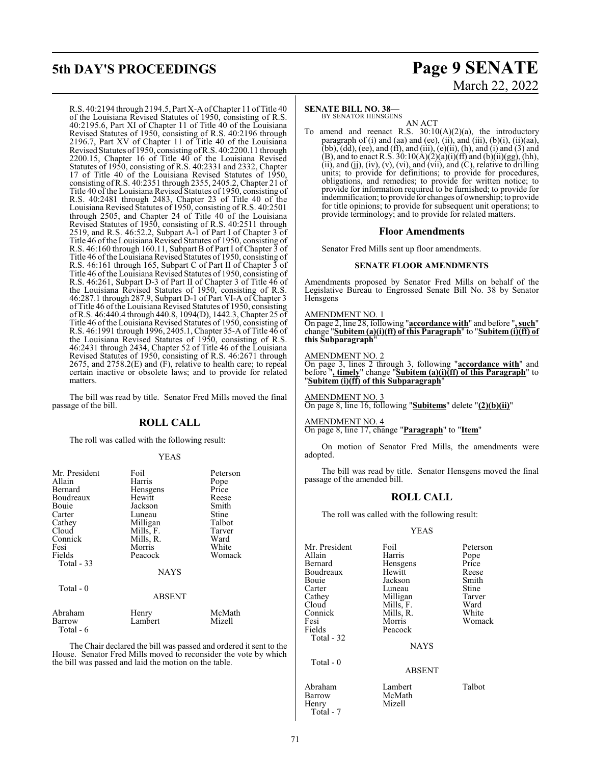R.S. 40:2194 through 2194.5, Part X-A of Chapter 11 of Title 40 of the Louisiana Revised Statutes of 1950, consisting of R.S. 40:2195.6, Part XI of Chapter 11 of Title 40 of the Louisiana Revised Statutes of 1950, consisting of R.S. 40:2196 through 2196.7, Part XV of Chapter 11 of Title 40 of the Louisiana Revised Statutes of 1950, consisting of R.S. 40:2200.11 through 2200.15, Chapter 16 of Title 40 of the Louisiana Revised Statutes of 1950, consisting of R.S. 40:2331 and 2332, Chapter 17 of Title 40 of the Louisiana Revised Statutes of 1950, consisting of R.S. 40:2351 through 2355, 2405.2, Chapter 21 of Title 40 of the Louisiana Revised Statutes of 1950, consisting of R.S. 40:2481 through 2483, Chapter 23 of Title 40 of the Louisiana Revised Statutes of 1950, consisting of R.S. 40:2501 through 2505, and Chapter 24 of Title 40 of the Louisiana Revised Statutes of 1950, consisting of R.S. 40:2511 through 2519, and R.S. 46:52.2, Subpart A-1 of Part I of Chapter 3 of Title 46 of the Louisiana Revised Statutes of 1950, consisting of R.S. 46:160 through 160.11, Subpart B of Part I of Chapter 3 of Title 46 of the Louisiana Revised Statutes of 1950, consisting of R.S. 46:161 through 165, Subpart C of Part II of Chapter 3 of Title 46 of the Louisiana Revised Statutes of 1950, consisting of R.S. 46:261, Subpart D-3 of Part II of Chapter 3 of Title 46 of the Louisiana Revised Statutes of 1950, consisting of R.S. 46:287.1 through 287.9, Subpart D-1 of Part VI-A of Chapter 3 of Title 46 of the Louisiana Revised Statutes of 1950, consisting of R.S. 46:440.4 through 440.8, 1094(D), 1442.3, Chapter 25 of Title 46 of the Louisiana Revised Statutes of 1950, consisting of R.S. 46:1991 through 1996, 2405.1, Chapter 35-A of Title 46 of the Louisiana Revised Statutes of 1950, consisting of R.S. 46:2431 through 2434, Chapter 52 of Title 46 of the Louisiana Revised Statutes of 1950, consisting of R.S. 46:2671 through 2675, and 2758.2(E) and (F), relative to health care; to repeal certain inactive or obsolete laws; and to provide for related matters.

The bill was read by title. Senator Fred Mills moved the final passage of the bill.

## ROLL CALL

The roll was called with the following result:

YEAS

| | | |
|---|---|---|
| Mr. President | Foil | Peterson |
| Allain | Harris | Pope |
| Bernard | Hensgens | Price |
| Boudreaux | Hewitt | Reese |
| Bouie | Jackson | Smith |
| Carter | Luneau | Stine |
| Cathey | Milligan | Talbot |
| Cloud | Mills, F. | Tarver |
| Connick | Mills, R. | Ward |
| Fesi | Morris | White |
| Fields | Peacock | Womack |

Total - 33

NAYS

Total - 0

ABSENT

| | | |
|---|---|---|
| Abraham | Henry | McMath |
| Barrow | Lambert | Mizell |

Total - 6

The Chair declared the bill was passed and ordered it sent to the House. Senator Fred Mills moved to reconsider the vote by which the bill was passed and laid the motion on the table.

**SENATE BILL NO. 38—**
BY SENATOR HENSGENS

AN ACT

To amend and reenact R.S. 30:10(A)(2)(a), the introductory paragraph of (i) and (aa) and (ee), (ii), and (iii), (b)(i), (ii)(aa), (bb), (dd), (ee), and (ff), and (iii), (e)(ii), (h), and (i) and (3) and (B), and to enact R.S. 30:10(A)(2)(a)(i)(ff) and (b)(ii)(gg), (hh), (ii), and (jj), (iv), (v), (vi), and (vii), and (C), relative to drilling units; to provide for definitions; to provide for procedures, obligations, and remedies; to provide for written notice; to provide for information required to be furnished; to provide for indemnification; to provide for changes of ownership; to provide for title opinions; to provide for subsequent unit operations; to provide terminology; and to provide for related matters.

### Floor Amendments

Senator Fred Mills sent up floor amendments.

#### SENATE FLOOR AMENDMENTS

Amendments proposed by Senator Fred Mills on behalf of the Legislative Bureau to Engrossed Senate Bill No. 38 by Senator Hensgens

AMENDMENT NO. 1
On page 2, line 28, following "**accordance with**" and before "**, such**" change "**Subitem (a)(i)(ff) of this Paragraph**" to "**Subitem (i)(ff) of this Subparagraph**"

AMENDMENT NO. 2
On page 3, lines 2 through 3, following "**accordance with**" and before "**, timely**" change "**Subitem (a)(i)(ff) of this Paragraph**" to "**Subitem (i)(ff) of this Subparagraph**"

AMENDMENT NO. 3
On page 8, line 16, following "**Subitems**" delete "**(2)(b)(ii)**"

AMENDMENT NO. 4
On page 8, line 17, change "**Paragraph**" to "**Item**"

On motion of Senator Fred Mills, the amendments were adopted.

The bill was read by title. Senator Hensgens moved the final passage of the amended bill.

## ROLL CALL

The roll was called with the following result:

YEAS

| | | |
|---|---|---|
| Mr. President | Foil | Peterson |
| Allain | Harris | Pope |
| Bernard | Hensgens | Price |
| Boudreaux | Hewitt | Reese |
| Bouie | Jackson | Smith |
| Carter | Luneau | Stine |
| Cathey | Milligan | Tarver |
| Cloud | Mills, F. | Ward |
| Connick | Mills, R. | White |
| Fesi | Morris | Womack |
| Fields | Peacock | |

Total - 32

NAYS

Total - 0

ABSENT

| | | |
|---|---|---|
| Abraham | Lambert | Talbot |
| Barrow | McMath | |
| Henry | Mizell | |

Total - 7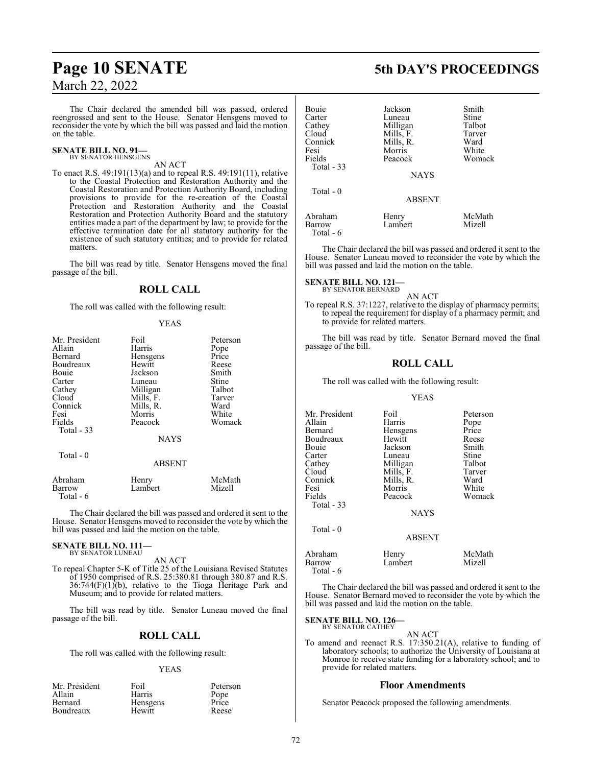The Chair declared the amended bill was passed, ordered reengrossed and sent to the House. Senator Hensgens moved to reconsider the vote by which the bill was passed and laid the motion on the table.

**SENATE BILL NO. 91—**
BY SENATOR HENSGENS

AN ACT

To enact R.S. 49:191(13)(a) and to repeal R.S. 49:191(11), relative to the Coastal Protection and Restoration Authority and the Coastal Restoration and Protection Authority Board, including provisions to provide for the re-creation of the Coastal Protection and Restoration Authority and the Coastal Restoration and Protection Authority Board and the statutory entities made a part of the department by law; to provide for the effective termination date for all statutory authority for the existence of such statutory entities; and to provide for related matters.

The bill was read by title. Senator Hensgens moved the final passage of the bill.

## ROLL CALL

The roll was called with the following result:

YEAS

| | | |
|---|---|---|
| Mr. President | Foil | Peterson |
| Allain | Harris | Pope |
| Bernard | Hensgens | Price |
| Boudreaux | Hewitt | Reese |
| Bouie | Jackson | Smith |
| Carter | Luneau | Stine |
| Cathey | Milligan | Talbot |
| Cloud | Mills, F. | Tarver |
| Connick | Mills, R. | Ward |
| Fesi | Morris | White |
| Fields | Peacock | Womack |
| Total - 33 | | |

NAYS

Total - 0

ABSENT

| | | |
|---|---|---|
| Abraham | Henry | McMath |
| Barrow | Lambert | Mizell |
| Total - 6 | | |

The Chair declared the bill was passed and ordered it sent to the House. Senator Hensgens moved to reconsider the vote by which the bill was passed and laid the motion on the table.

**SENATE BILL NO. 111—**
BY SENATOR LUNEAU

AN ACT

To repeal Chapter 5-K of Title 25 of the Louisiana Revised Statutes of 1950 comprised of R.S. 25:380.81 through 380.87 and R.S. 36:744(F)(1)(b), relative to the Tioga Heritage Park and Museum; and to provide for related matters.

The bill was read by title. Senator Luneau moved the final passage of the bill.

## ROLL CALL

The roll was called with the following result:

YEAS

| | | |
|---|---|---|
| Mr. President | Foil | Peterson |
| Allain | Harris | Pope |
| Bernard | Hensgens | Price |
| Boudreaux | Hewitt | Reese |
| Bouie | Jackson | Smith |
| Carter | Luneau | Stine |
| Cathey | Milligan | Talbot |
| Cloud | Mills, F. | Tarver |
| Connick | Mills, R. | Ward |
| Fesi | Morris | White |
| Fields | Peacock | Womack |
| Total - 33 | | |

NAYS

Total - 0

ABSENT

| | | |
|---|---|---|
| Abraham | Henry | McMath |
| Barrow | Lambert | Mizell |
| Total - 6 | | |

The Chair declared the bill was passed and ordered it sent to the House. Senator Luneau moved to reconsider the vote by which the bill was passed and laid the motion on the table.

**SENATE BILL NO. 121—**
BY SENATOR BERNARD

AN ACT

To repeal R.S. 37:1227, relative to the display of pharmacy permits; to repeal the requirement for display of a pharmacy permit; and to provide for related matters.

The bill was read by title. Senator Bernard moved the final passage of the bill.

## ROLL CALL

The roll was called with the following result:

YEAS

| | | |
|---|---|---|
| Mr. President | Foil | Peterson |
| Allain | Harris | Pope |
| Bernard | Hensgens | Price |
| Boudreaux | Hewitt | Reese |
| Bouie | Jackson | Smith |
| Carter | Luneau | Stine |
| Cathey | Milligan | Talbot |
| Cloud | Mills, F. | Tarver |
| Connick | Mills, R. | Ward |
| Fesi | Morris | White |
| Fields | Peacock | Womack |
| Total - 33 | | |

NAYS

Total - 0

ABSENT

| | | |
|---|---|---|
| Abraham | Henry | McMath |
| Barrow | Lambert | Mizell |
| Total - 6 | | |

The Chair declared the bill was passed and ordered it sent to the House. Senator Bernard moved to reconsider the vote by which the bill was passed and laid the motion on the table.

**SENATE BILL NO. 126—**
BY SENATOR CATHEY

AN ACT

To amend and reenact R.S. 17:350.21(A), relative to funding of laboratory schools; to authorize the University of Louisiana at Monroe to receive state funding for a laboratory school; and to provide for related matters.

## Floor Amendments

Senator Peacock proposed the following amendments.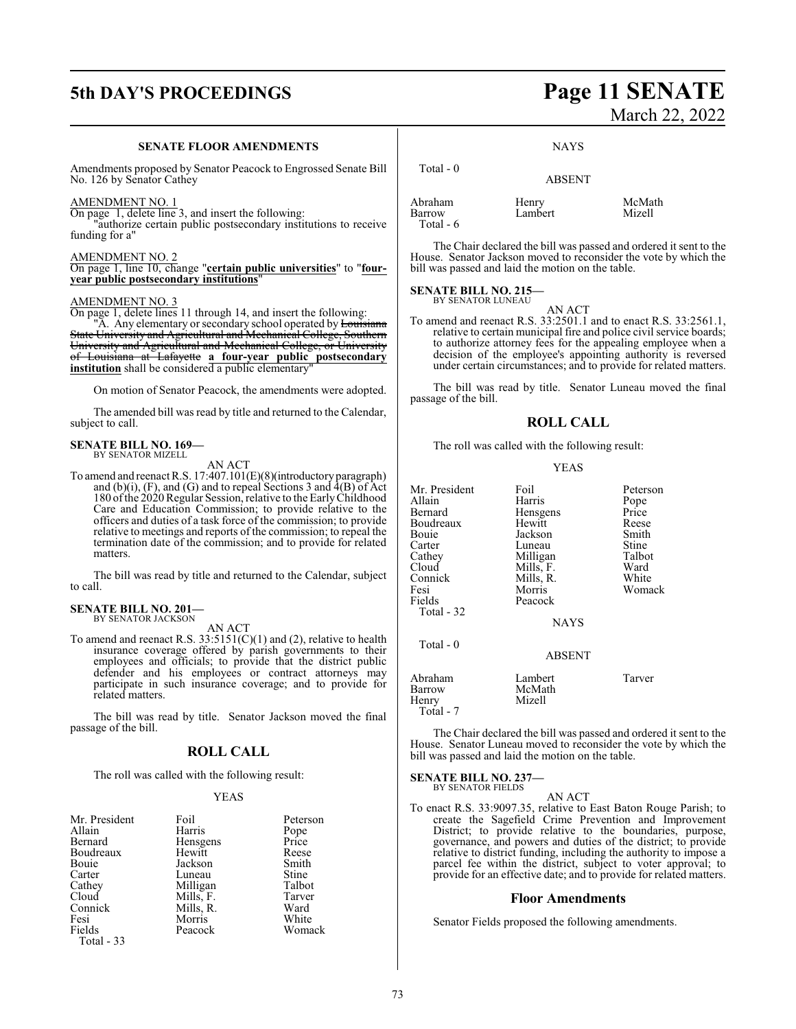### SENATE FLOOR AMENDMENTS

Amendments proposed by Senator Peacock to Engrossed Senate Bill No. 126 by Senator Cathey

AMENDMENT NO. 1

On page 1, delete line 3, and insert the following:

"authorize certain public postsecondary institutions to receive funding for a"

AMENDMENT NO. 2

On page 1, line 10, change "**certain public universities**" to "**four-year public postsecondary institutions**"

AMENDMENT NO. 3

On page 1, delete lines 11 through 14, and insert the following:

"A. Any elementary or secondary school operated by ~~Louisiana State University and Agricultural and Mechanical College, Southern University and Agricultural and Mechanical College, or University of Louisiana at Lafayette~~ **a four-year public postsecondary institution** shall be considered a public elementary"

On motion of Senator Peacock, the amendments were adopted.

The amended bill was read by title and returned to the Calendar, subject to call.

**SENATE BILL NO. 169—**
BY SENATOR MIZELL

AN ACT

To amend and reenact R.S. 17:407.101(E)(8)(introductory paragraph) and (b)(i), (F), and (G) and to repeal Sections 3 and 4(B) of Act 180 of the 2020 Regular Session, relative to the Early Childhood Care and Education Commission; to provide relative to the officers and duties of a task force of the commission; to provide relative to meetings and reports of the commission; to repeal the termination date of the commission; and to provide for related matters.

The bill was read by title and returned to the Calendar, subject to call.

**SENATE BILL NO. 201—**
BY SENATOR JACKSON

AN ACT

To amend and reenact R.S. 33:5151(C)(1) and (2), relative to health insurance coverage offered by parish governments to their employees and officials; to provide that the district public defender and his employees or contract attorneys may participate in such insurance coverage; and to provide for related matters.

The bill was read by title. Senator Jackson moved the final passage of the bill.

## ROLL CALL

The roll was called with the following result:

YEAS

| | | |
|---|---|---|
| Mr. President | Foil | Peterson |
| Allain | Harris | Pope |
| Bernard | Hensgens | Price |
| Boudreaux | Hewitt | Reese |
| Bouie | Jackson | Smith |
| Carter | Luneau | Stine |
| Cathey | Milligan | Talbot |
| Cloud | Mills, F. | Tarver |
| Connick | Mills, R. | Ward |
| Fesi | Morris | White |
| Fields | Peacock | Womack |
| Total - 33 | | |

NAYS

Total - 0

ABSENT

| | | |
|---|---|---|
| Abraham | Henry | McMath |
| Barrow | Lambert | Mizell |
| Total - 6 | | |

The Chair declared the bill was passed and ordered it sent to the House. Senator Jackson moved to reconsider the vote by which the bill was passed and laid the motion on the table.

**SENATE BILL NO. 215—**
BY SENATOR LUNEAU

AN ACT

To amend and reenact R.S. 33:2501.1 and to enact R.S. 33:2561.1, relative to certain municipal fire and police civil service boards; to authorize attorney fees for the appealing employee when a decision of the employee's appointing authority is reversed under certain circumstances; and to provide for related matters.

The bill was read by title. Senator Luneau moved the final passage of the bill.

## ROLL CALL

The roll was called with the following result:

YEAS

| | | |
|---|---|---|
| Mr. President | Foil | Peterson |
| Allain | Harris | Pope |
| Bernard | Hensgens | Price |
| Boudreaux | Hewitt | Reese |
| Bouie | Jackson | Smith |
| Carter | Luneau | Stine |
| Cathey | Milligan | Talbot |
| Cloud | Mills, F. | Ward |
| Connick | Mills, R. | White |
| Fesi | Morris | Womack |
| Fields | Peacock | |
| Total - 32 | | |

NAYS

Total - 0

ABSENT

| | | |
|---|---|---|
| Abraham | Lambert | Tarver |
| Barrow | McMath | |
| Henry | Mizell | |
| Total - 7 | | |

The Chair declared the bill was passed and ordered it sent to the House. Senator Luneau moved to reconsider the vote by which the bill was passed and laid the motion on the table.

**SENATE BILL NO. 237—**
BY SENATOR FIELDS

AN ACT

To enact R.S. 33:9097.35, relative to East Baton Rouge Parish; to create the Sagefield Crime Prevention and Improvement District; to provide relative to the boundaries, purpose, governance, and powers and duties of the district; to provide relative to district funding, including the authority to impose a parcel fee within the district, subject to voter approval; to provide for an effective date; and to provide for related matters.

### Floor Amendments

Senator Fields proposed the following amendments.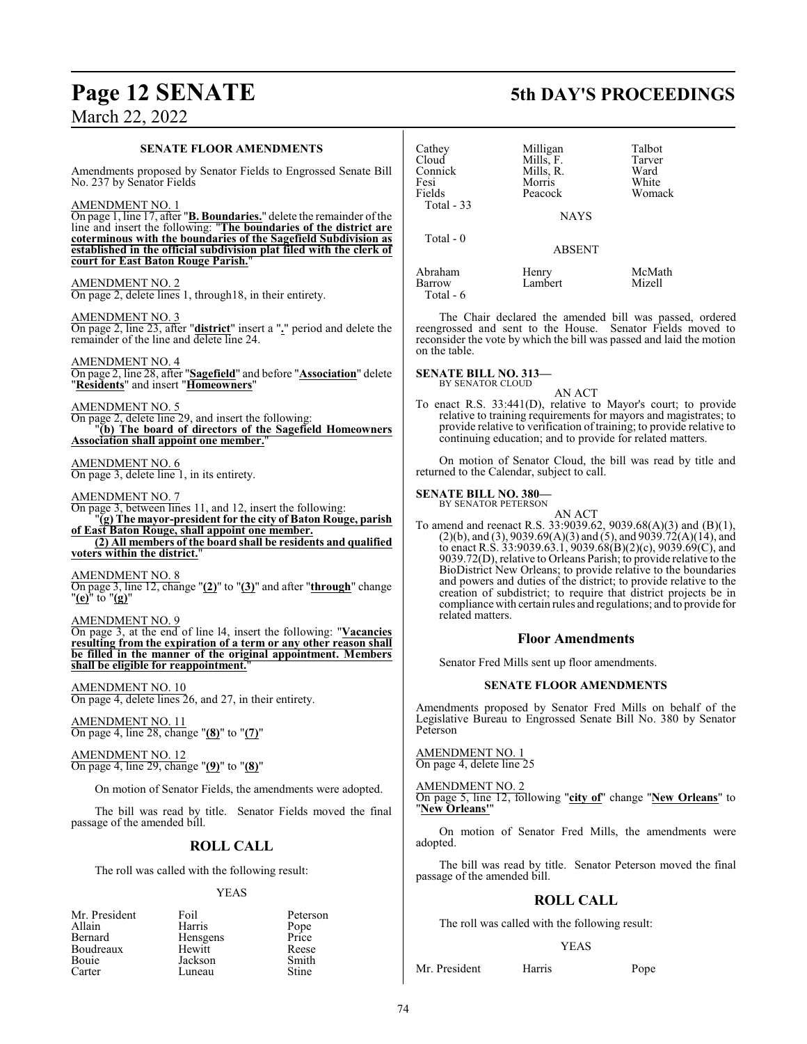**SENATE FLOOR AMENDMENTS**

Amendments proposed by Senator Fields to Engrossed Senate Bill No. 237 by Senator Fields

AMENDMENT NO. 1
On page 1, line 17, after "**B. Boundaries.**" delete the remainder of the line and insert the following: "**The boundaries of the district are coterminous with the boundaries of the Sagefield Subdivision as established in the official subdivision plat filed with the clerk of court for East Baton Rouge Parish.**"

AMENDMENT NO. 2
On page 2, delete lines 1, through18, in their entirety.

AMENDMENT NO. 3
On page 2, line 23, after "**district**" insert a "**.**" period and delete the remainder of the line and delete line 24.

AMENDMENT NO. 4
On page 2, line 28, after "**Sagefield**" and before "**Association**" delete "**Residents**" and insert "**Homeowners**"

AMENDMENT NO. 5
On page 2, delete line 29, and insert the following:
"**(b) The board of directors of the Sagefield Homeowners Association shall appoint one member.**"

AMENDMENT NO. 6
On page 3, delete line 1, in its entirety.

AMENDMENT NO. 7
On page 3, between lines 11, and 12, insert the following:
"**(g) The mayor-president for the city of Baton Rouge, parish of East Baton Rouge, shall appoint one member.**
**(2) All members of the board shall be residents and qualified voters within the district.**"

AMENDMENT NO. 8
On page 3, line 12, change "**(2)**" to "**(3)**" and after "**through**" change "**(e)**" to "**(g)**"

AMENDMENT NO. 9
On page 3, at the end of line l4, insert the following: "**Vacancies resulting from the expiration of a term or any other reason shall be filled in the manner of the original appointment. Members shall be eligible for reappointment.**"

AMENDMENT NO. 10
On page 4, delete lines 26, and 27, in their entirety.

AMENDMENT NO. 11
On page 4, line 28, change "**(8)**" to "**(7)**"

AMENDMENT NO. 12
On page 4, line 29, change "**(9)**" to "**(8)**"

On motion of Senator Fields, the amendments were adopted.

The bill was read by title. Senator Fields moved the final passage of the amended bill.

## ROLL CALL

The roll was called with the following result:

YEAS

| | | |
|---|---|---|
| Mr. President | Foil | Peterson |
| Allain | Harris | Pope |
| Bernard | Hensgens | Price |
| Boudreaux | Hewitt | Reese |
| Bouie | Jackson | Smith |
| Carter | Luneau | Stine |
| Cathey | Milligan | Talbot |
| Cloud | Mills, F. | Tarver |
| Connick | Mills, R. | Ward |
| Fesi | Morris | White |
| Fields | Peacock | Womack |

Total - 33

NAYS

Total - 0

ABSENT

| | | |
|---|---|---|
| Abraham | Henry | McMath |
| Barrow | Lambert | Mizell |

Total - 6

The Chair declared the amended bill was passed, ordered reengrossed and sent to the House. Senator Fields moved to reconsider the vote by which the bill was passed and laid the motion on the table.

**SENATE BILL NO. 313—**
BY SENATOR CLOUD

AN ACT

To enact R.S. 33:441(D), relative to Mayor's court; to provide relative to training requirements for mayors and magistrates; to provide relative to verification of training; to provide relative to continuing education; and to provide for related matters.

On motion of Senator Cloud, the bill was read by title and returned to the Calendar, subject to call.

**SENATE BILL NO. 380—**
BY SENATOR PETERSON

AN ACT

To amend and reenact R.S. 33:9039.62, 9039.68(A)(3) and (B)(1), (2)(b), and (3), 9039.69(A)(3) and (5), and 9039.72(A)(14), and to enact R.S. 33:9039.63.1, 9039.68(B)(2)(c), 9039.69(C), and 9039.72(D), relative to Orleans Parish; to provide relative to the BioDistrict New Orleans; to provide relative to the boundaries and powers and duties of the district; to provide relative to the creation of subdistrict; to require that district projects be in compliance with certain rules and regulations; and to provide for related matters.

## Floor Amendments

Senator Fred Mills sent up floor amendments.

**SENATE FLOOR AMENDMENTS**

Amendments proposed by Senator Fred Mills on behalf of the Legislative Bureau to Engrossed Senate Bill No. 380 by Senator Peterson

AMENDMENT NO. 1
On page 4, delete line 25

AMENDMENT NO. 2
On page 5, line 12, following "**city of**" change "**New Orleans**" to "**New Orleans'**"

On motion of Senator Fred Mills, the amendments were adopted.

The bill was read by title. Senator Peterson moved the final passage of the amended bill.

## ROLL CALL

The roll was called with the following result:

YEAS

| | | |
|---|---|---|
| Mr. President | Harris | Pope |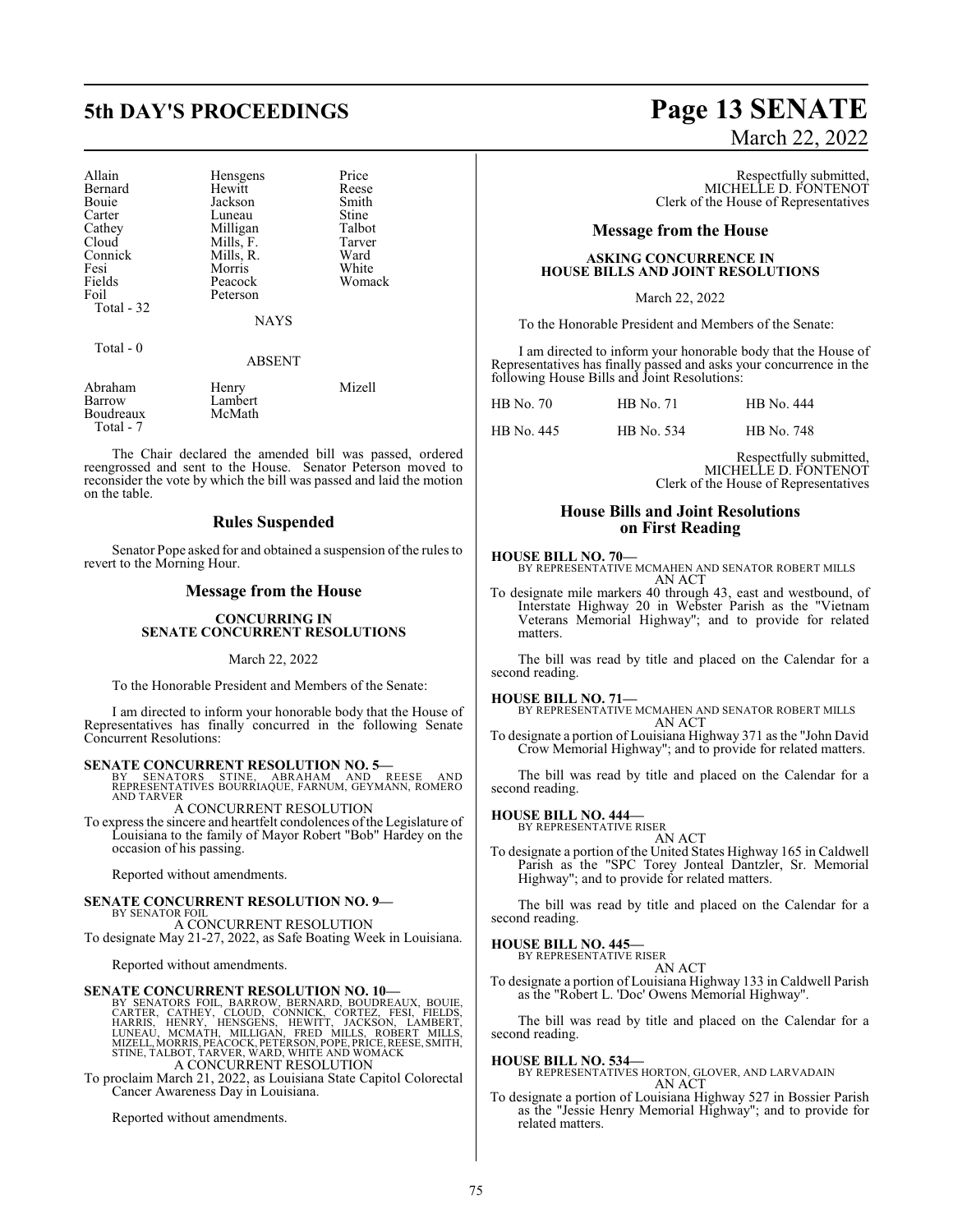| | | |
|---|---|---|
| Allain | Hensgens | Price |
| Bernard | Hewitt | Reese |
| Bouie | Jackson | Smith |
| Carter | Luneau | Stine |
| Cathey | Milligan | Talbot |
| Cloud | Mills, F. | Tarver |
| Connick | Mills, R. | Ward |
| Fesi | Morris | White |
| Fields | Peacock | Womack |
| Foil | Peterson | |
| Total - 32 | | |

NAYS

Total - 0

ABSENT

| | | |
|---|---|---|
| Abraham | Henry | Mizell |
| Barrow | Lambert | |
| Boudreaux | McMath | |
| Total - 7 | | |

The Chair declared the amended bill was passed, ordered reengrossed and sent to the House. Senator Peterson moved to reconsider the vote by which the bill was passed and laid the motion on the table.

## Rules Suspended

Senator Pope asked for and obtained a suspension of the rules to revert to the Morning Hour.

## Message from the House

**CONCURRING IN SENATE CONCURRENT RESOLUTIONS**

March 22, 2022

To the Honorable President and Members of the Senate:

I am directed to inform your honorable body that the House of Representatives has finally concurred in the following Senate Concurrent Resolutions:

**SENATE CONCURRENT RESOLUTION NO. 5—**
BY SENATORS STINE, ABRAHAM AND REESE AND REPRESENTATIVES BOURRIAQUE, FARNUM, GEYMANN, ROMERO AND TARVER
A CONCURRENT RESOLUTION
To express the sincere and heartfelt condolences of the Legislature of Louisiana to the family of Mayor Robert "Bob" Hardey on the occasion of his passing.

Reported without amendments.

**SENATE CONCURRENT RESOLUTION NO. 9—**
BY SENATOR FOIL
A CONCURRENT RESOLUTION
To designate May 21-27, 2022, as Safe Boating Week in Louisiana.

Reported without amendments.

**SENATE CONCURRENT RESOLUTION NO. 10—**
BY SENATORS FOIL, BARROW, BERNARD, BOUDREAUX, BOUIE, CARTER, CATHEY, CLOUD, CONNICK, CORTEZ, FESI, FIELDS, HARRIS, HENRY, HENSGENS, HEWITT, JACKSON, LAMBERT, LUNEAU, MCMATH, MILLIGAN, FRED MILLS, ROBERT MILLS, MIZELL, MORRIS, PEACOCK, PETERSON, POPE, PRICE, REESE, SMITH, STINE, TALBOT, TARVER, WARD, WHITE AND WOMACK
A CONCURRENT RESOLUTION
To proclaim March 21, 2022, as Louisiana State Capitol Colorectal Cancer Awareness Day in Louisiana.

Reported without amendments.

Respectfully submitted,
MICHELLE D. FONTENOT
Clerk of the House of Representatives

## Message from the House

**ASKING CONCURRENCE IN HOUSE BILLS AND JOINT RESOLUTIONS**

March 22, 2022

To the Honorable President and Members of the Senate:

I am directed to inform your honorable body that the House of Representatives has finally passed and asks your concurrence in the following House Bills and Joint Resolutions:

| | | |
|---|---|---|
| HB No. 70 | HB No. 71 | HB No. 444 |
| HB No. 445 | HB No. 534 | HB No. 748 |

Respectfully submitted,
MICHELLE D. FONTENOT
Clerk of the House of Representatives

## House Bills and Joint Resolutions on First Reading

**HOUSE BILL NO. 70—**
BY REPRESENTATIVE MCMAHEN AND SENATOR ROBERT MILLS
AN ACT
To designate mile markers 40 through 43, east and westbound, of Interstate Highway 20 in Webster Parish as the "Vietnam Veterans Memorial Highway"; and to provide for related matters.

The bill was read by title and placed on the Calendar for a second reading.

**HOUSE BILL NO. 71—**
BY REPRESENTATIVE MCMAHEN AND SENATOR ROBERT MILLS
AN ACT
To designate a portion of Louisiana Highway 371 as the "John David Crow Memorial Highway"; and to provide for related matters.

The bill was read by title and placed on the Calendar for a second reading.

**HOUSE BILL NO. 444—**
BY REPRESENTATIVE RISER
AN ACT
To designate a portion of the United States Highway 165 in Caldwell Parish as the "SPC Torey Jonteal Dantzler, Sr. Memorial Highway"; and to provide for related matters.

The bill was read by title and placed on the Calendar for a second reading.

**HOUSE BILL NO. 445—**
BY REPRESENTATIVE RISER
AN ACT
To designate a portion of Louisiana Highway 133 in Caldwell Parish as the "Robert L. 'Doc' Owens Memorial Highway".

The bill was read by title and placed on the Calendar for a second reading.

**HOUSE BILL NO. 534—**
BY REPRESENTATIVES HORTON, GLOVER, AND LARVADAIN
AN ACT
To designate a portion of Louisiana Highway 527 in Bossier Parish as the "Jessie Henry Memorial Highway"; and to provide for related matters.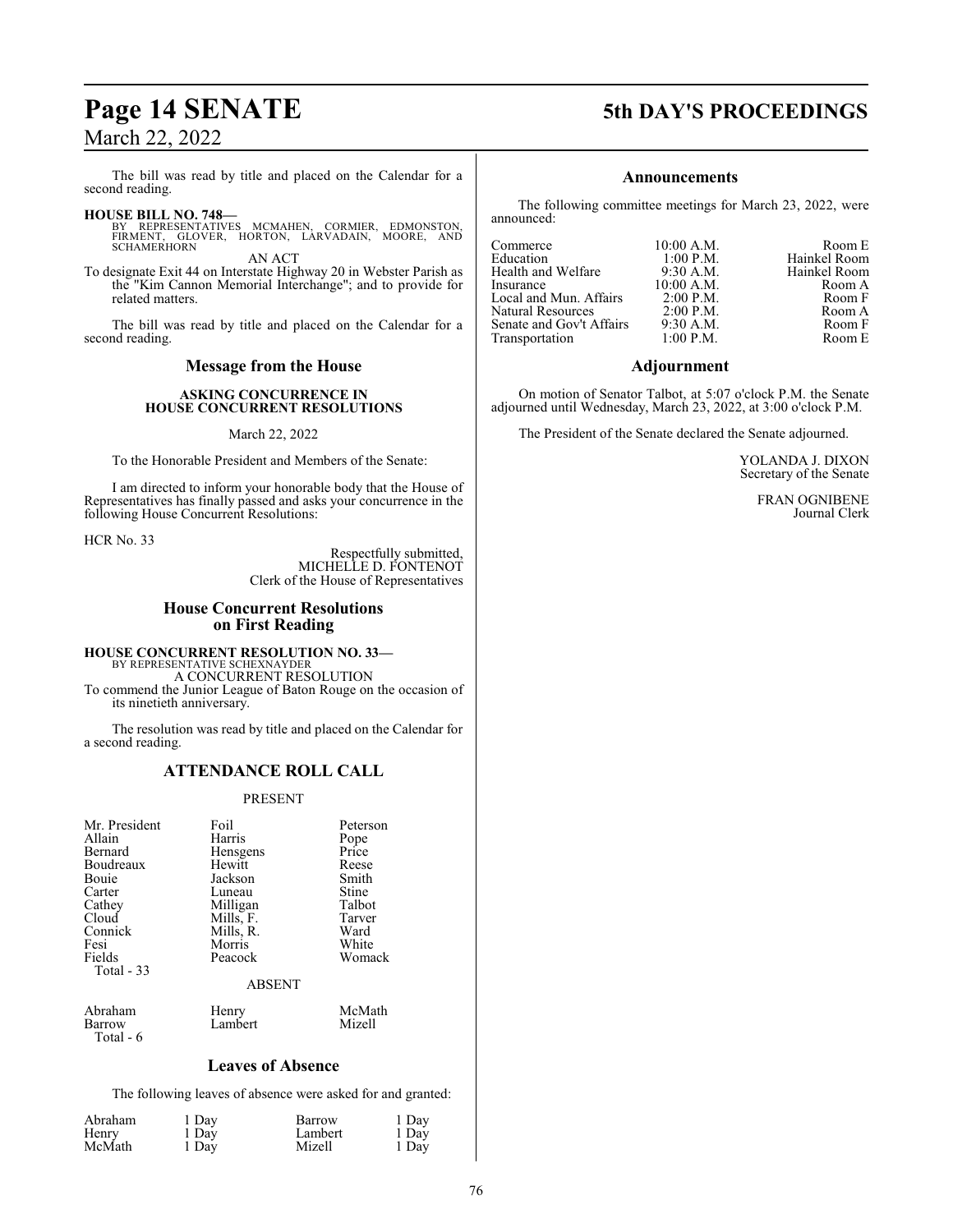The bill was read by title and placed on the Calendar for a second reading.

**HOUSE BILL NO. 748—**
BY REPRESENTATIVES MCMAHEN, CORMIER, EDMONSTON, FIRMENT, GLOVER, HORTON, LARVADAIN, MOORE, AND SCHAMERHORN

AN ACT

To designate Exit 44 on Interstate Highway 20 in Webster Parish as the "Kim Cannon Memorial Interchange"; and to provide for related matters.

The bill was read by title and placed on the Calendar for a second reading.

## Message from the House

**ASKING CONCURRENCE IN HOUSE CONCURRENT RESOLUTIONS**

March 22, 2022

To the Honorable President and Members of the Senate:

I am directed to inform your honorable body that the House of Representatives has finally passed and asks your concurrence in the following House Concurrent Resolutions:

HCR No. 33

Respectfully submitted,
MICHELLE D. FONTENOT
Clerk of the House of Representatives

## House Concurrent Resolutions on First Reading

**HOUSE CONCURRENT RESOLUTION NO. 33—**
BY REPRESENTATIVE SCHEXNAYDER

A CONCURRENT RESOLUTION

To commend the Junior League of Baton Rouge on the occasion of its ninetieth anniversary.

The resolution was read by title and placed on the Calendar for a second reading.

## ATTENDANCE ROLL CALL

PRESENT

| | | |
|---|---|---|
| Mr. President | Foil | Peterson |
| Allain | Harris | Pope |
| Bernard | Hensgens | Price |
| Boudreaux | Hewitt | Reese |
| Bouie | Jackson | Smith |
| Carter | Luneau | Stine |
| Cathey | Milligan | Talbot |
| Cloud | Mills, F. | Tarver |
| Connick | Mills, R. | Ward |
| Fesi | Morris | White |
| Fields | Peacock | Womack |

Total - 33

ABSENT

| | | |
|---|---|---|
| Abraham | Henry | McMath |
| Barrow | Lambert | Mizell |

Total - 6

## Leaves of Absence

The following leaves of absence were asked for and granted:

| | | | |
|---|---|---|---|
| Abraham | 1 Day | Barrow | 1 Day |
| Henry | 1 Day | Lambert | 1 Day |
| McMath | 1 Day | Mizell | 1 Day |

## Announcements

The following committee meetings for March 23, 2022, were announced:

| | | |
|---|---|---|
| Commerce | 10:00 A.M. | Room E |
| Education | 1:00 P.M. | Hainkel Room |
| Health and Welfare | 9:30 A.M. | Hainkel Room |
| Insurance | 10:00 A.M. | Room A |
| Local and Mun. Affairs | 2:00 P.M. | Room F |
| Natural Resources | 2:00 P.M. | Room A |
| Senate and Gov't Affairs | 9:30 A.M. | Room F |
| Transportation | 1:00 P.M. | Room E |

## Adjournment

On motion of Senator Talbot, at 5:07 o'clock P.M. the Senate adjourned until Wednesday, March 23, 2022, at 3:00 o'clock P.M.

The President of the Senate declared the Senate adjourned.

YOLANDA J. DIXON
Secretary of the Senate

FRAN OGNIBENE
Journal Clerk